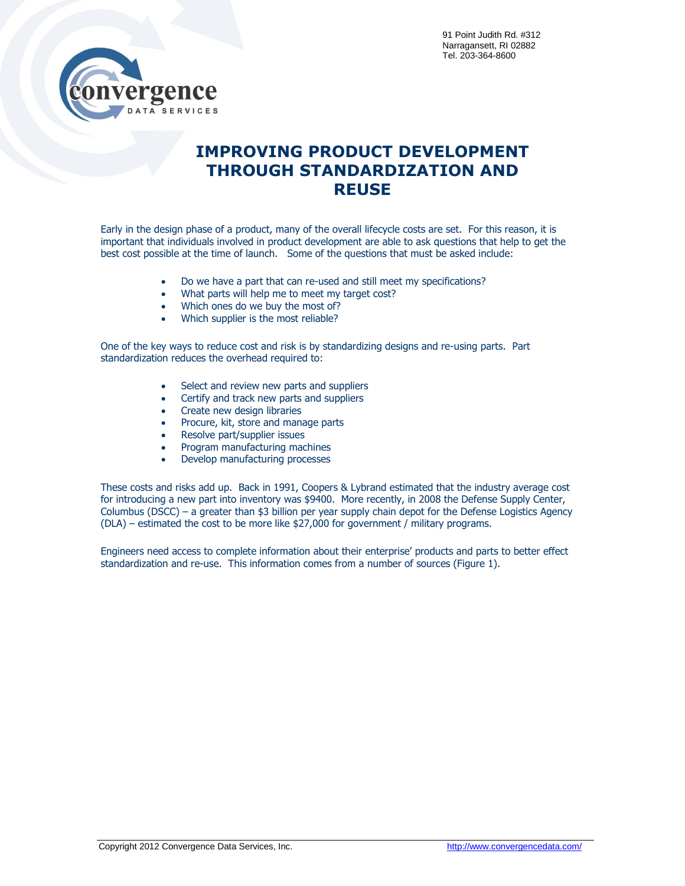91 Point Judith Rd. #312
Narragansett, RI 02882
Tel. 203-364-8600

# IMPROVING PRODUCT DEVELOPMENT THROUGH STANDARDIZATION AND REUSE

Early in the design phase of a product, many of the overall lifecycle costs are set. For this reason, it is important that individuals involved in product development are able to ask questions that help to get the best cost possible at the time of launch. Some of the questions that must be asked include:

- Do we have a part that can re-used and still meet my specifications?
- What parts will help me to meet my target cost?
- Which ones do we buy the most of?
- Which supplier is the most reliable?

One of the key ways to reduce cost and risk is by standardizing designs and re-using parts. Part standardization reduces the overhead required to:

- Select and review new parts and suppliers
- Certify and track new parts and suppliers
- Create new design libraries
- Procure, kit, store and manage parts
- Resolve part/supplier issues
- Program manufacturing machines
- Develop manufacturing processes

These costs and risks add up. Back in 1991, Coopers & Lybrand estimated that the industry average cost for introducing a new part into inventory was $9400. More recently, in 2008 the Defense Supply Center, Columbus (DSCC) – a greater than $3 billion per year supply chain depot for the Defense Logistics Agency (DLA) – estimated the cost to be more like $27,000 for government / military programs.

Engineers need access to complete information about their enterprise' products and parts to better effect standardization and re-use. This information comes from a number of sources (Figure 1).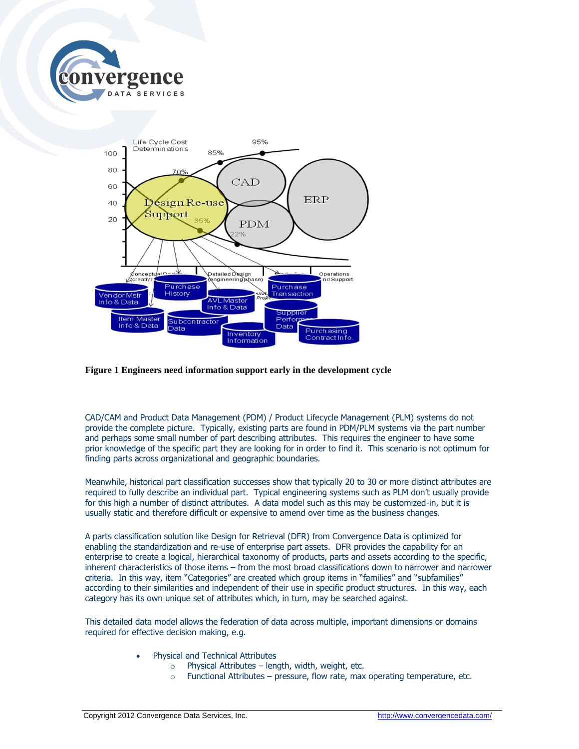**Figure 1 Engineers need information support early in the development cycle**

CAD/CAM and Product Data Management (PDM) / Product Lifecycle Management (PLM) systems do not provide the complete picture. Typically, existing parts are found in PDM/PLM systems via the part number and perhaps some small number of part describing attributes. This requires the engineer to have some prior knowledge of the specific part they are looking for in order to find it. This scenario is not optimum for finding parts across organizational and geographic boundaries.

Meanwhile, historical part classification successes show that typically 20 to 30 or more distinct attributes are required to fully describe an individual part. Typical engineering systems such as PLM don't usually provide for this high a number of distinct attributes. A data model such as this may be customized-in, but it is usually static and therefore difficult or expensive to amend over time as the business changes.

A parts classification solution like Design for Retrieval (DFR) from Convergence Data is optimized for enabling the standardization and re-use of enterprise part assets. DFR provides the capability for an enterprise to create a logical, hierarchical taxonomy of products, parts and assets according to the specific, inherent characteristics of those items – from the most broad classifications down to narrower and narrower criteria. In this way, item "Categories" are created which group items in "families" and "subfamilies" according to their similarities and independent of their use in specific product structures. In this way, each category has its own unique set of attributes which, in turn, may be searched against.

This detailed data model allows the federation of data across multiple, important dimensions or domains required for effective decision making, e.g.

- Physical and Technical Attributes
  - Physical Attributes – length, width, weight, etc.
  - Functional Attributes – pressure, flow rate, max operating temperature, etc.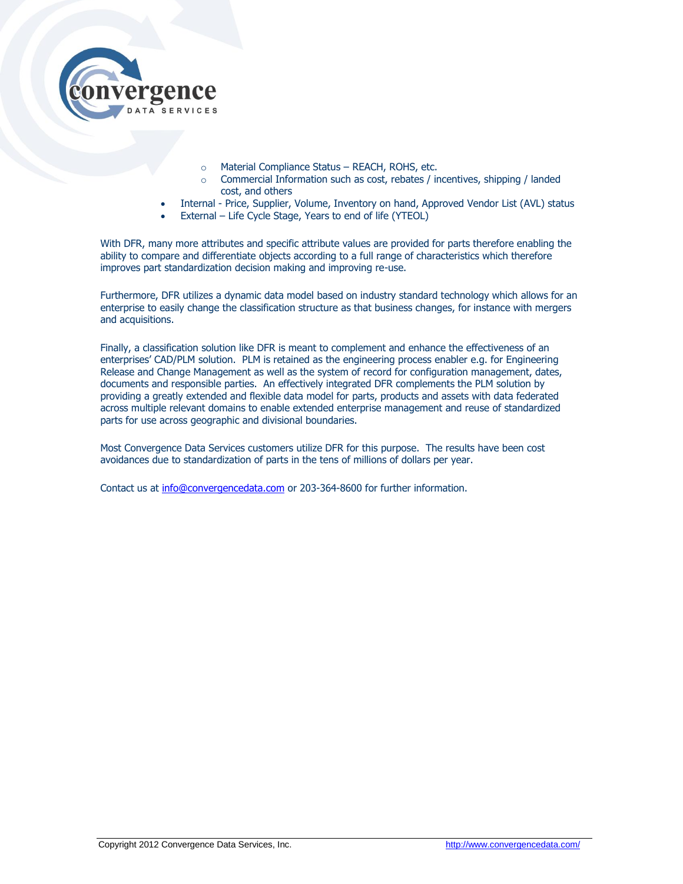- Material Compliance Status – REACH, ROHS, etc.
    - Commercial Information such as cost, rebates / incentives, shipping / landed cost, and others
- Internal - Price, Supplier, Volume, Inventory on hand, Approved Vendor List (AVL) status
- External – Life Cycle Stage, Years to end of life (YTEOL)

With DFR, many more attributes and specific attribute values are provided for parts therefore enabling the ability to compare and differentiate objects according to a full range of characteristics which therefore improves part standardization decision making and improving re-use.

Furthermore, DFR utilizes a dynamic data model based on industry standard technology which allows for an enterprise to easily change the classification structure as that business changes, for instance with mergers and acquisitions.

Finally, a classification solution like DFR is meant to complement and enhance the effectiveness of an enterprises' CAD/PLM solution. PLM is retained as the engineering process enabler e.g. for Engineering Release and Change Management as well as the system of record for configuration management, dates, documents and responsible parties. An effectively integrated DFR complements the PLM solution by providing a greatly extended and flexible data model for parts, products and assets with data federated across multiple relevant domains to enable extended enterprise management and reuse of standardized parts for use across geographic and divisional boundaries.

Most Convergence Data Services customers utilize DFR for this purpose. The results have been cost avoidances due to standardization of parts in the tens of millions of dollars per year.

Contact us at info@convergencedata.com or 203-364-8600 for further information.